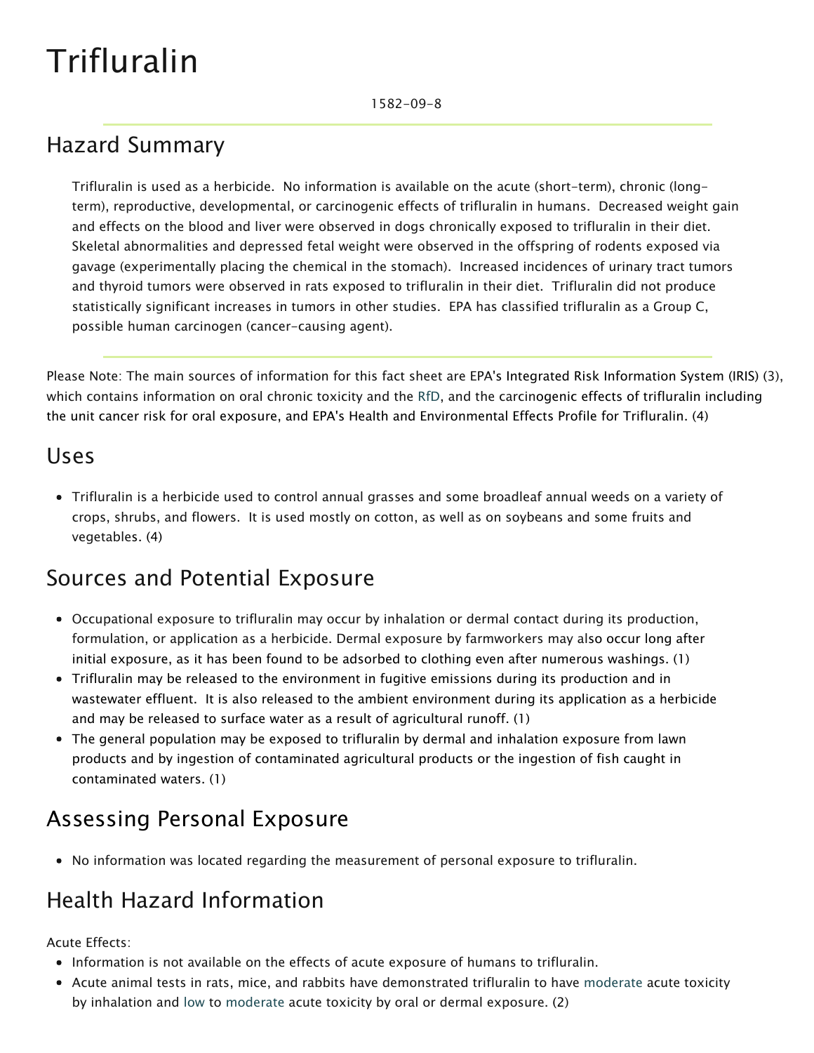# Trifluralin

1582-09-8

## Hazard Summary

Trifluralin is used as a herbicide. No information is available on the acute (short-term), chronic (long-term), reproductive, developmental, or carcinogenic effects of trifluralin in humans. Decreased weight gain and effects on the blood and liver were observed in dogs chronically exposed to trifluralin in their diet. Skeletal abnormalities and depressed fetal weight were observed in the offspring of rodents exposed via gavage (experimentally placing the chemical in the stomach). Increased incidences of urinary tract tumors and thyroid tumors were observed in rats exposed to trifluralin in their diet. Trifluralin did not produce statistically significant increases in tumors in other studies. EPA has classified trifluralin as a Group C, possible human carcinogen (cancer-causing agent).

Please Note: The main sources of information for this fact sheet are EPA's Integrated Risk Information System (IRIS) (3), which contains information on oral chronic toxicity and the RfD, and the carcinogenic effects of trifluralin including the unit cancer risk for oral exposure, and EPA's Health and Environmental Effects Profile for Trifluralin. (4)

## Uses

- Trifluralin is a herbicide used to control annual grasses and some broadleaf annual weeds on a variety of crops, shrubs, and flowers. It is used mostly on cotton, as well as on soybeans and some fruits and vegetables. (4)

## Sources and Potential Exposure

- Occupational exposure to trifluralin may occur by inhalation or dermal contact during its production, formulation, or application as a herbicide. Dermal exposure by farmworkers may also occur long after initial exposure, as it has been found to be adsorbed to clothing even after numerous washings. (1)
- Trifluralin may be released to the environment in fugitive emissions during its production and in wastewater effluent. It is also released to the ambient environment during its application as a herbicide and may be released to surface water as a result of agricultural runoff. (1)
- The general population may be exposed to trifluralin by dermal and inhalation exposure from lawn products and by ingestion of contaminated agricultural products or the ingestion of fish caught in contaminated waters. (1)

## Assessing Personal Exposure

- No information was located regarding the measurement of personal exposure to trifluralin.

## Health Hazard Information

Acute Effects:

- Information is not available on the effects of acute exposure of humans to trifluralin.
- Acute animal tests in rats, mice, and rabbits have demonstrated trifluralin to have moderate acute toxicity by inhalation and low to moderate acute toxicity by oral or dermal exposure. (2)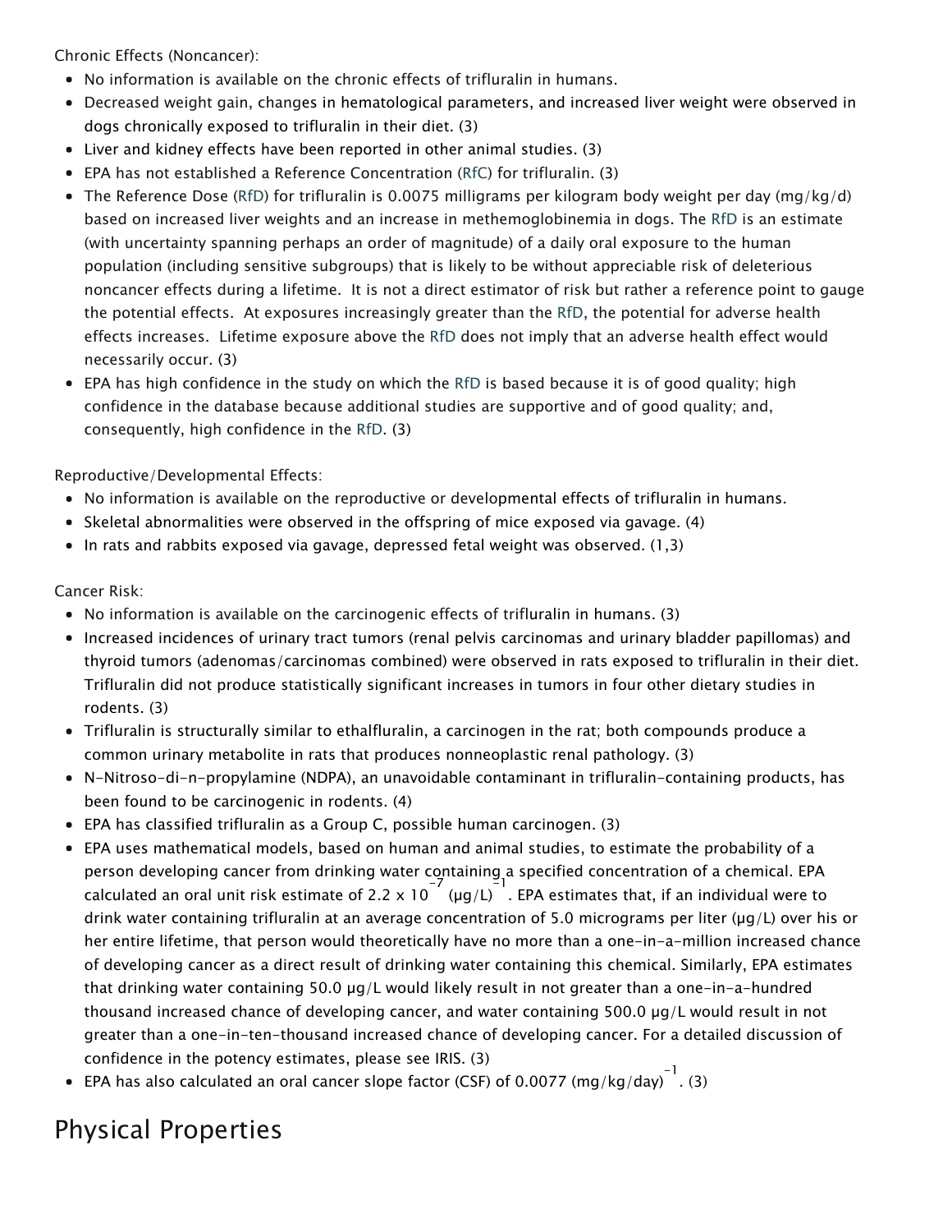Chronic Effects (Noncancer):

- No information is available on the chronic effects of trifluralin in humans.
- Decreased weight gain, changes in hematological parameters, and increased liver weight were observed in dogs chronically exposed to trifluralin in their diet. (3)
- Liver and kidney effects have been reported in other animal studies. (3)
- EPA has not established a Reference Concentration (RfC) for trifluralin. (3)
- The Reference Dose (RfD) for trifluralin is 0.0075 milligrams per kilogram body weight per day (mg/kg/d) based on increased liver weights and an increase in methemoglobinemia in dogs. The RfD is an estimate (with uncertainty spanning perhaps an order of magnitude) of a daily oral exposure to the human population (including sensitive subgroups) that is likely to be without appreciable risk of deleterious noncancer effects during a lifetime. It is not a direct estimator of risk but rather a reference point to gauge the potential effects. At exposures increasingly greater than the RfD, the potential for adverse health effects increases. Lifetime exposure above the RfD does not imply that an adverse health effect would necessarily occur. (3)
- EPA has high confidence in the study on which the RfD is based because it is of good quality; high confidence in the database because additional studies are supportive and of good quality; and, consequently, high confidence in the RfD. (3)

Reproductive/Developmental Effects:

- No information is available on the reproductive or developmental effects of trifluralin in humans.
- Skeletal abnormalities were observed in the offspring of mice exposed via gavage. (4)
- In rats and rabbits exposed via gavage, depressed fetal weight was observed. (1,3)

Cancer Risk:

- No information is available on the carcinogenic effects of trifluralin in humans. (3)
- Increased incidences of urinary tract tumors (renal pelvis carcinomas and urinary bladder papillomas) and thyroid tumors (adenomas/carcinomas combined) were observed in rats exposed to trifluralin in their diet. Trifluralin did not produce statistically significant increases in tumors in four other dietary studies in rodents. (3)
- Trifluralin is structurally similar to ethalfluralin, a carcinogen in the rat; both compounds produce a common urinary metabolite in rats that produces nonneoplastic renal pathology. (3)
- N-Nitroso-di-n-propylamine (NDPA), an unavoidable contaminant in trifluralin-containing products, has been found to be carcinogenic in rodents. (4)
- EPA has classified trifluralin as a Group C, possible human carcinogen. (3)
- EPA uses mathematical models, based on human and animal studies, to estimate the probability of a person developing cancer from drinking water containing a specified concentration of a chemical. EPA calculated an oral unit risk estimate of $2.2 \times 10^{-7}$ $(\mu g/L)^{-1}$. EPA estimates that, if an individual were to drink water containing trifluralin at an average concentration of 5.0 micrograms per liter (µg/L) over his or her entire lifetime, that person would theoretically have no more than a one-in-a-million increased chance of developing cancer as a direct result of drinking water containing this chemical. Similarly, EPA estimates that drinking water containing 50.0 µg/L would likely result in not greater than a one-in-a-hundred thousand increased chance of developing cancer, and water containing 500.0 µg/L would result in not greater than a one-in-ten-thousand increased chance of developing cancer. For a detailed discussion of confidence in the potency estimates, please see IRIS. (3)
- EPA has also calculated an oral cancer slope factor (CSF) of 0.0077 $(mg/kg/day)^{-1}$. (3)

## Physical Properties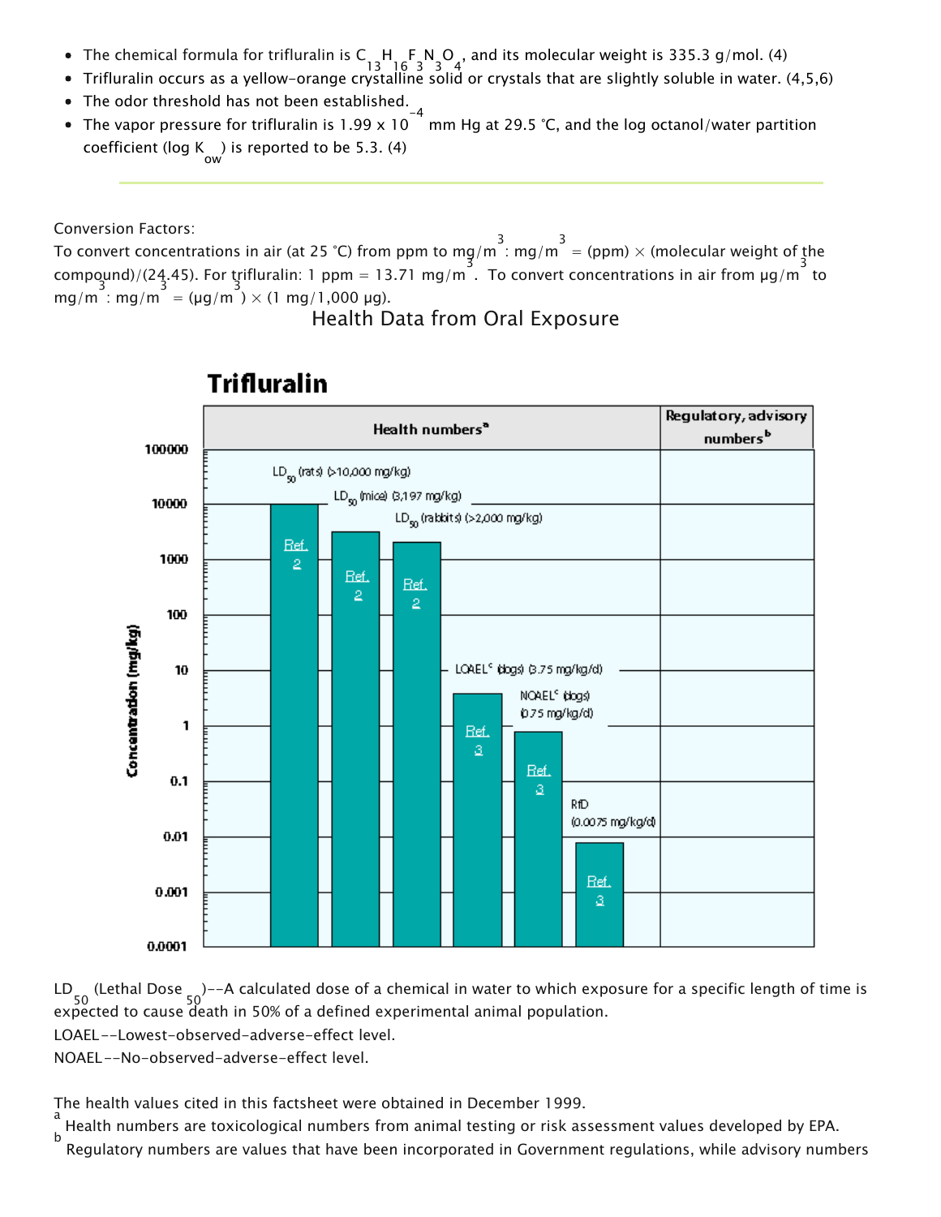- The chemical formula for trifluralin is $C_{13}H_{16}F_3N_3O_4$, and its molecular weight is 335.3 g/mol. (4)
- Trifluralin occurs as a yellow-orange crystalline solid or crystals that are slightly soluble in water. (4,5,6)
- The odor threshold has not been established.
- The vapor pressure for trifluralin is $1.99 \times 10^{-4}$ mm Hg at 29.5 °C, and the log octanol/water partition coefficient (log $K_{ow}$) is reported to be 5.3. (4)

---

Conversion Factors:
To convert concentrations in air (at 25 °C) from ppm to mg/$m^3$: mg/$m^3$ = (ppm) × (molecular weight of the compound)/(24.45). For trifluralin: 1 ppm = 13.71 mg/$m^3$. To convert concentrations in air from µg/$m^3$ to mg/$m^3$: mg/$m^3$ = (µg/$m^3$) × (1 mg/1,000 µg).

## Health Data from Oral Exposure

**Trifluralin**

| Health numbers[a] | Concentration (mg/kg) | Reference |
|---|---|---|
| $LD_{50}$ (rats) (>10,000 mg/kg) | >10,000 | Ref. 2 |
| $LD_{50}$ (mice) (3,197 mg/kg) | 3,197 | Ref. 2 |
| $LD_{50}$ (rabbits) (>2,000 mg/kg) | >2,000 | Ref. 2 |
| LOAEL[c] (dogs) (3.75 mg/kg/d) | 3.75 | Ref. 3 |
| NOAEL[c] (dogs) (0.75 mg/kg/d) | 0.75 | Ref. 3 |
| RfD (0.0075 mg/kg/d) | 0.0075 | Ref. 3 |

Regulatory, advisory numbers[b]: none shown.

$LD_{50}$ (Lethal Dose $_{50}$)--A calculated dose of a chemical in water to which exposure for a specific length of time is expected to cause death in 50% of a defined experimental animal population.
LOAEL--Lowest-observed-adverse-effect level.
NOAEL--No-observed-adverse-effect level.

The health values cited in this factsheet were obtained in December 1999.
[a] Health numbers are toxicological numbers from animal testing or risk assessment values developed by EPA.
[b] Regulatory numbers are values that have been incorporated in Government regulations, while advisory numbers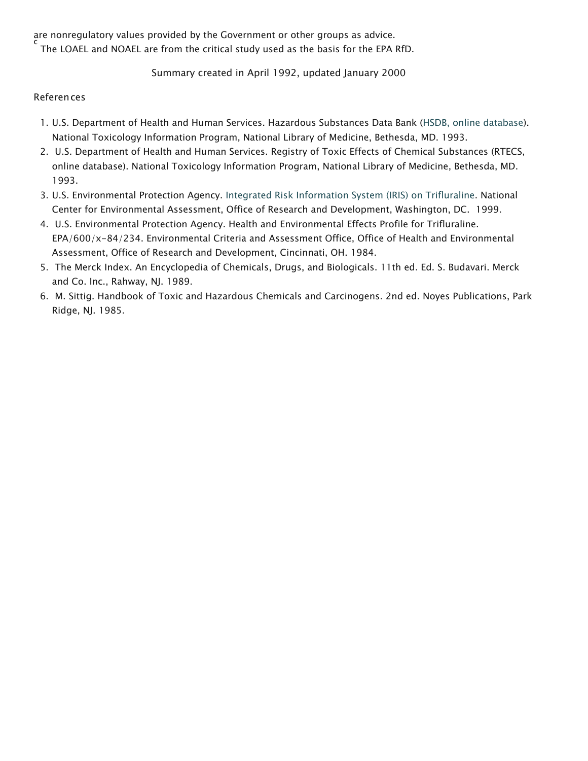are nonregulatory values provided by the Government or other groups as advice.

[c] The LOAEL and NOAEL are from the critical study used as the basis for the EPA RfD.

Summary created in April 1992, updated January 2000

References

1. U.S. Department of Health and Human Services. Hazardous Substances Data Bank (HSDB, online database). National Toxicology Information Program, National Library of Medicine, Bethesda, MD. 1993.
2. U.S. Department of Health and Human Services. Registry of Toxic Effects of Chemical Substances (RTECS, online database). National Toxicology Information Program, National Library of Medicine, Bethesda, MD. 1993.
3. U.S. Environmental Protection Agency. Integrated Risk Information System (IRIS) on Trifluraline. National Center for Environmental Assessment, Office of Research and Development, Washington, DC. 1999.
4. U.S. Environmental Protection Agency. Health and Environmental Effects Profile for Trifluraline. EPA/600/x-84/234. Environmental Criteria and Assessment Office, Office of Health and Environmental Assessment, Office of Research and Development, Cincinnati, OH. 1984.
5. The Merck Index. An Encyclopedia of Chemicals, Drugs, and Biologicals. 11th ed. Ed. S. Budavari. Merck and Co. Inc., Rahway, NJ. 1989.
6. M. Sittig. Handbook of Toxic and Hazardous Chemicals and Carcinogens. 2nd ed. Noyes Publications, Park Ridge, NJ. 1985.